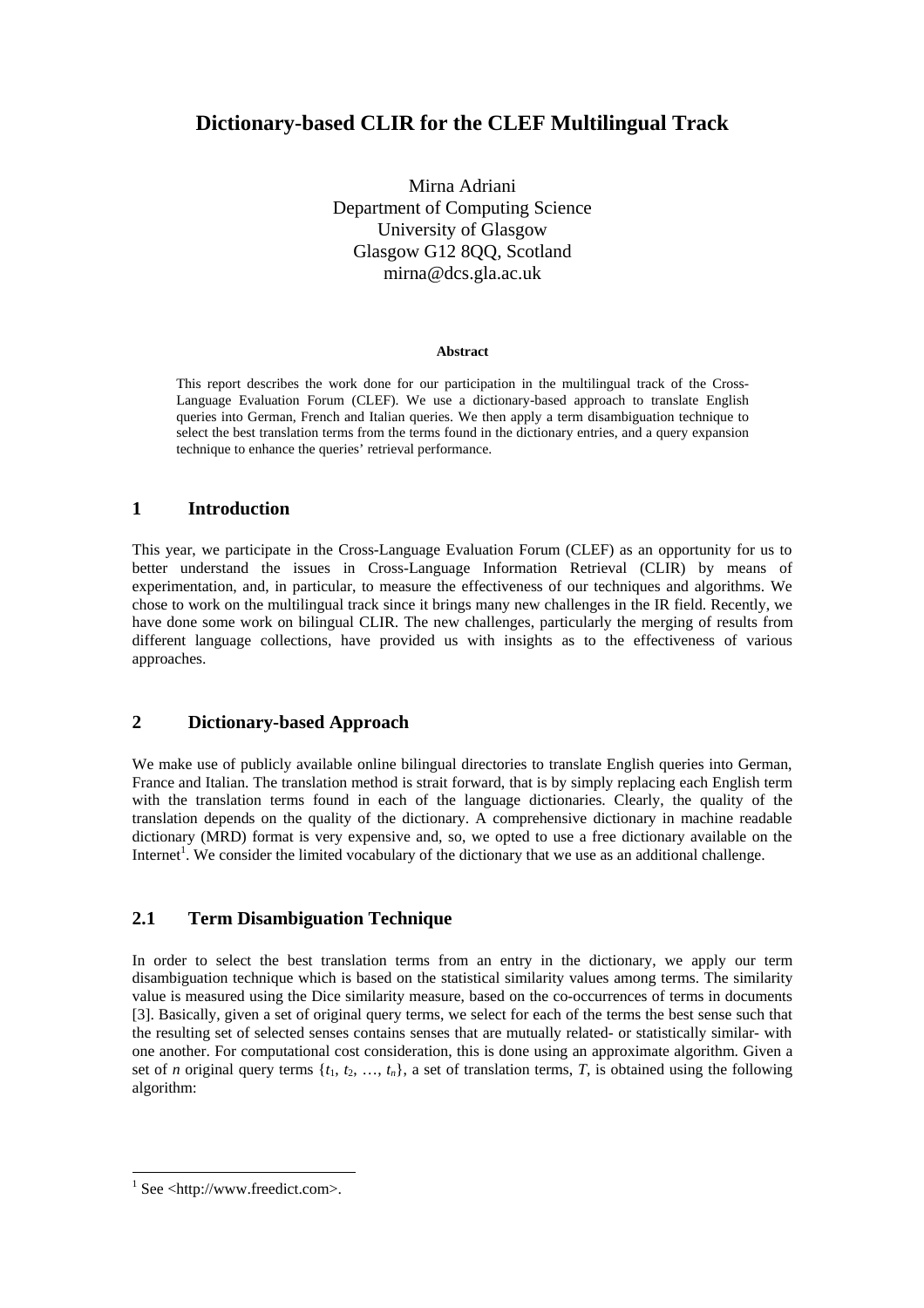# Dictionary-based CLIR for the CLEF Multilingual Track

Mirna Adriani
Department of Computing Science
University of Glasgow
Glasgow G12 8QQ, Scotland
mirna@dcs.gla.ac.uk

**Abstract**

This report describes the work done for our participation in the multilingual track of the Cross-Language Evaluation Forum (CLEF). We use a dictionary-based approach to translate English queries into German, French and Italian queries. We then apply a term disambiguation technique to select the best translation terms from the terms found in the dictionary entries, and a query expansion technique to enhance the queries' retrieval performance.

## 1 Introduction

This year, we participate in the Cross-Language Evaluation Forum (CLEF) as an opportunity for us to better understand the issues in Cross-Language Information Retrieval (CLIR) by means of experimentation, and, in particular, to measure the effectiveness of our techniques and algorithms. We chose to work on the multilingual track since it brings many new challenges in the IR field. Recently, we have done some work on bilingual CLIR. The new challenges, particularly the merging of results from different language collections, have provided us with insights as to the effectiveness of various approaches.

## 2 Dictionary-based Approach

We make use of publicly available online bilingual directories to translate English queries into German, France and Italian. The translation method is strait forward, that is by simply replacing each English term with the translation terms found in each of the language dictionaries. Clearly, the quality of the translation depends on the quality of the dictionary. A comprehensive dictionary in machine readable dictionary (MRD) format is very expensive and, so, we opted to use a free dictionary available on the Internet[1]. We consider the limited vocabulary of the dictionary that we use as an additional challenge.

### 2.1 Term Disambiguation Technique

In order to select the best translation terms from an entry in the dictionary, we apply our term disambiguation technique which is based on the statistical similarity values among terms. The similarity value is measured using the Dice similarity measure, based on the co-occurrences of terms in documents [3]. Basically, given a set of original query terms, we select for each of the terms the best sense such that the resulting set of selected senses contains senses that are mutually related- or statistically similar- with one another. For computational cost consideration, this is done using an approximate algorithm. Given a set of $n$ original query terms $\{t_1, t_2, \ldots, t_n\}$, a set of translation terms, $T$, is obtained using the following algorithm:

[1] See <http://www.freedict.com>.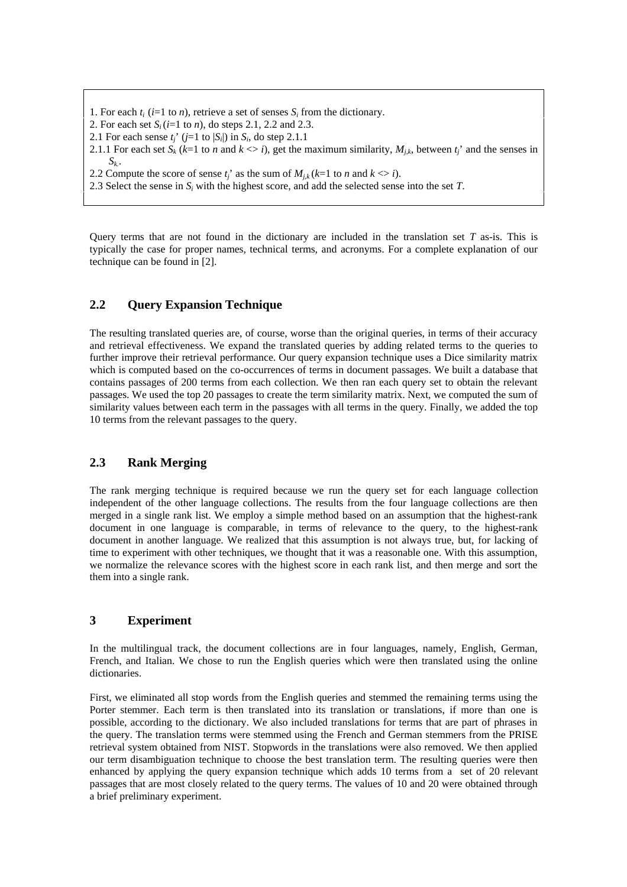1. For each $t_i$ ($i$=1 to $n$), retrieve a set of senses $S_i$ from the dictionary.
2. For each set $S_i$ ($i$=1 to $n$), do steps 2.1, 2.2 and 2.3.
2.1 For each sense $t_j$' ($j$=1 to $|S_i|$) in $S_i$, do step 2.1.1
2.1.1 For each set $S_k$ ($k$=1 to $n$ and $k$ <> $i$), get the maximum similarity, $M_{j,k}$, between $t_j$' and the senses in $S_k$.
2.2 Compute the score of sense $t_j$' as the sum of $M_{j,k}$ ($k$=1 to $n$ and $k$ <> $i$).
2.3 Select the sense in $S_i$ with the highest score, and add the selected sense into the set $T$.

Query terms that are not found in the dictionary are included in the translation set $T$ as-is. This is typically the case for proper names, technical terms, and acronyms. For a complete explanation of our technique can be found in [2].

## 2.2 Query Expansion Technique

The resulting translated queries are, of course, worse than the original queries, in terms of their accuracy and retrieval effectiveness. We expand the translated queries by adding related terms to the queries to further improve their retrieval performance. Our query expansion technique uses a Dice similarity matrix which is computed based on the co-occurrences of terms in document passages. We built a database that contains passages of 200 terms from each collection. We then ran each query set to obtain the relevant passages. We used the top 20 passages to create the term similarity matrix. Next, we computed the sum of similarity values between each term in the passages with all terms in the query. Finally, we added the top 10 terms from the relevant passages to the query.

## 2.3 Rank Merging

The rank merging technique is required because we run the query set for each language collection independent of the other language collections. The results from the four language collections are then merged in a single rank list. We employ a simple method based on an assumption that the highest-rank document in one language is comparable, in terms of relevance to the query, to the highest-rank document in another language. We realized that this assumption is not always true, but, for lacking of time to experiment with other techniques, we thought that it was a reasonable one. With this assumption, we normalize the relevance scores with the highest score in each rank list, and then merge and sort the them into a single rank.

# 3 Experiment

In the multilingual track, the document collections are in four languages, namely, English, German, French, and Italian. We chose to run the English queries which were then translated using the online dictionaries.

First, we eliminated all stop words from the English queries and stemmed the remaining terms using the Porter stemmer. Each term is then translated into its translation or translations, if more than one is possible, according to the dictionary. We also included translations for terms that are part of phrases in the query. The translation terms were stemmed using the French and German stemmers from the PRISE retrieval system obtained from NIST. Stopwords in the translations were also removed. We then applied our term disambiguation technique to choose the best translation term. The resulting queries were then enhanced by applying the query expansion technique which adds 10 terms from a set of 20 relevant passages that are most closely related to the query terms. The values of 10 and 20 were obtained through a brief preliminary experiment.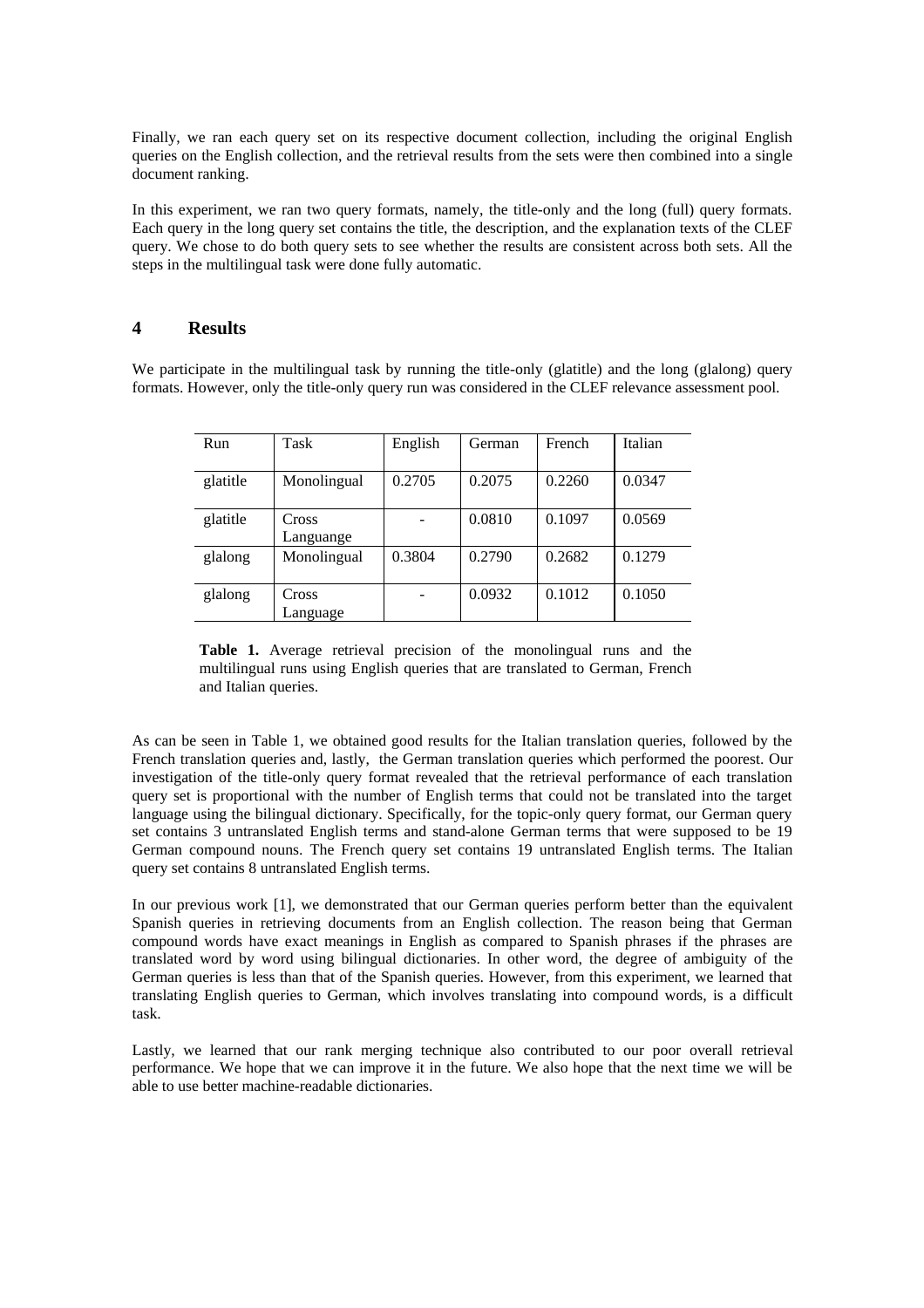Finally, we ran each query set on its respective document collection, including the original English queries on the English collection, and the retrieval results from the sets were then combined into a single document ranking.

In this experiment, we ran two query formats, namely, the title-only and the long (full) query formats. Each query in the long query set contains the title, the description, and the explanation texts of the CLEF query. We chose to do both query sets to see whether the results are consistent across both sets. All the steps in the multilingual task were done fully automatic.

## 4 Results

We participate in the multilingual task by running the title-only (glatitle) and the long (glalong) query formats. However, only the title-only query run was considered in the CLEF relevance assessment pool.

| Run | Task | English | German | French | Italian |
|---|---|---|---|---|---|
| glatitle | Monolingual | 0.2705 | 0.2075 | 0.2260 | 0.0347 |
| glatitle | Cross Languange | - | 0.0810 | 0.1097 | 0.0569 |
| glalong | Monolingual | 0.3804 | 0.2790 | 0.2682 | 0.1279 |
| glalong | Cross Language | - | 0.0932 | 0.1012 | 0.1050 |

**Table 1.** Average retrieval precision of the monolingual runs and the multilingual runs using English queries that are translated to German, French and Italian queries.

As can be seen in Table 1, we obtained good results for the Italian translation queries, followed by the French translation queries and, lastly, the German translation queries which performed the poorest. Our investigation of the title-only query format revealed that the retrieval performance of each translation query set is proportional with the number of English terms that could not be translated into the target language using the bilingual dictionary. Specifically, for the topic-only query format, our German query set contains 3 untranslated English terms and stand-alone German terms that were supposed to be 19 German compound nouns. The French query set contains 19 untranslated English terms. The Italian query set contains 8 untranslated English terms.

In our previous work [1], we demonstrated that our German queries perform better than the equivalent Spanish queries in retrieving documents from an English collection. The reason being that German compound words have exact meanings in English as compared to Spanish phrases if the phrases are translated word by word using bilingual dictionaries. In other word, the degree of ambiguity of the German queries is less than that of the Spanish queries. However, from this experiment, we learned that translating English queries to German, which involves translating into compound words, is a difficult task.

Lastly, we learned that our rank merging technique also contributed to our poor overall retrieval performance. We hope that we can improve it in the future. We also hope that the next time we will be able to use better machine-readable dictionaries.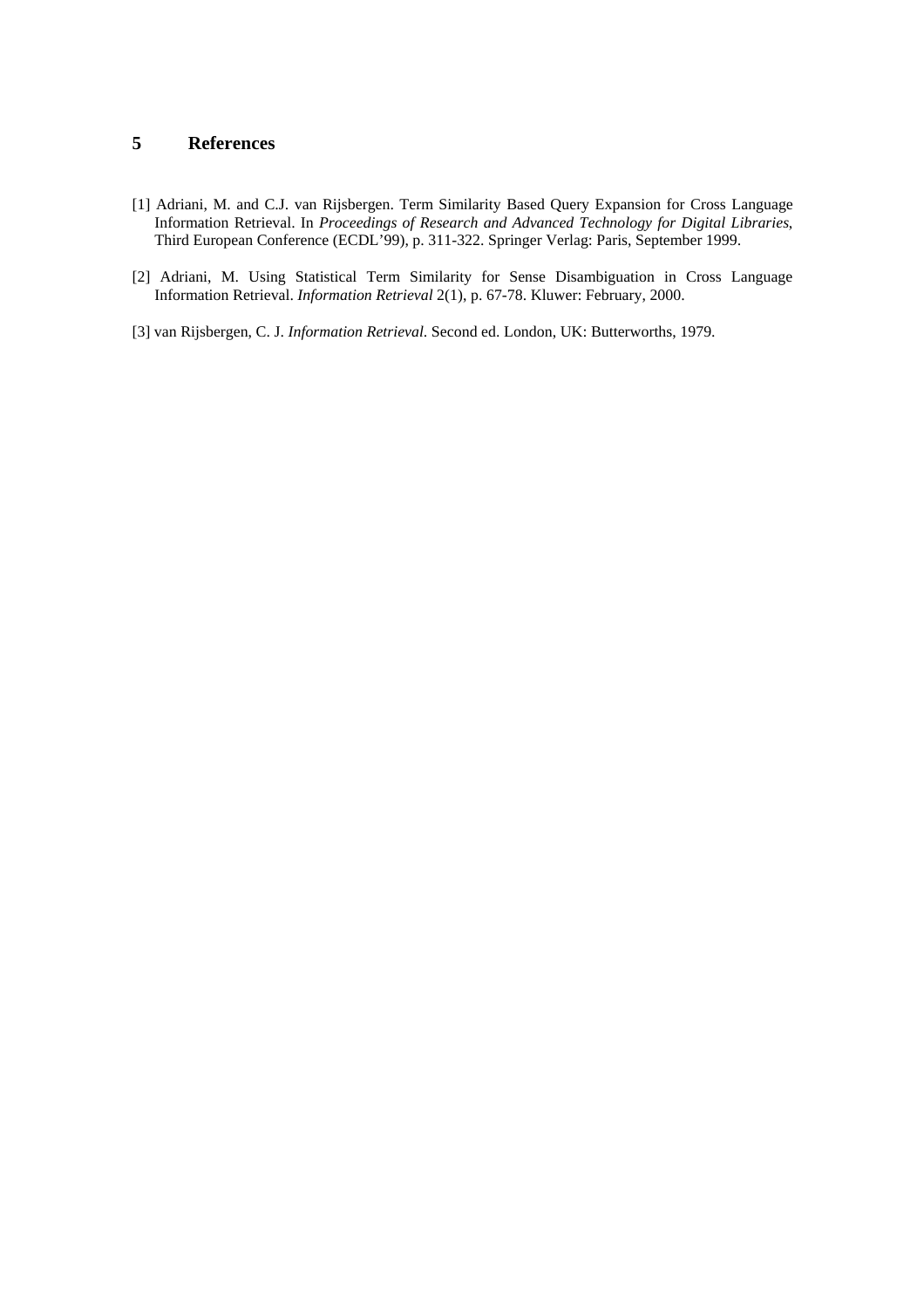## 5 References

[1] Adriani, M. and C.J. van Rijsbergen. Term Similarity Based Query Expansion for Cross Language Information Retrieval. In *Proceedings of Research and Advanced Technology for Digital Libraries*, Third European Conference (ECDL'99), p. 311-322. Springer Verlag: Paris, September 1999.

[2] Adriani, M. Using Statistical Term Similarity for Sense Disambiguation in Cross Language Information Retrieval. *Information Retrieval* 2(1), p. 67-78. Kluwer: February, 2000.

[3] van Rijsbergen, C. J. *Information Retrieval*. Second ed. London, UK: Butterworths, 1979.